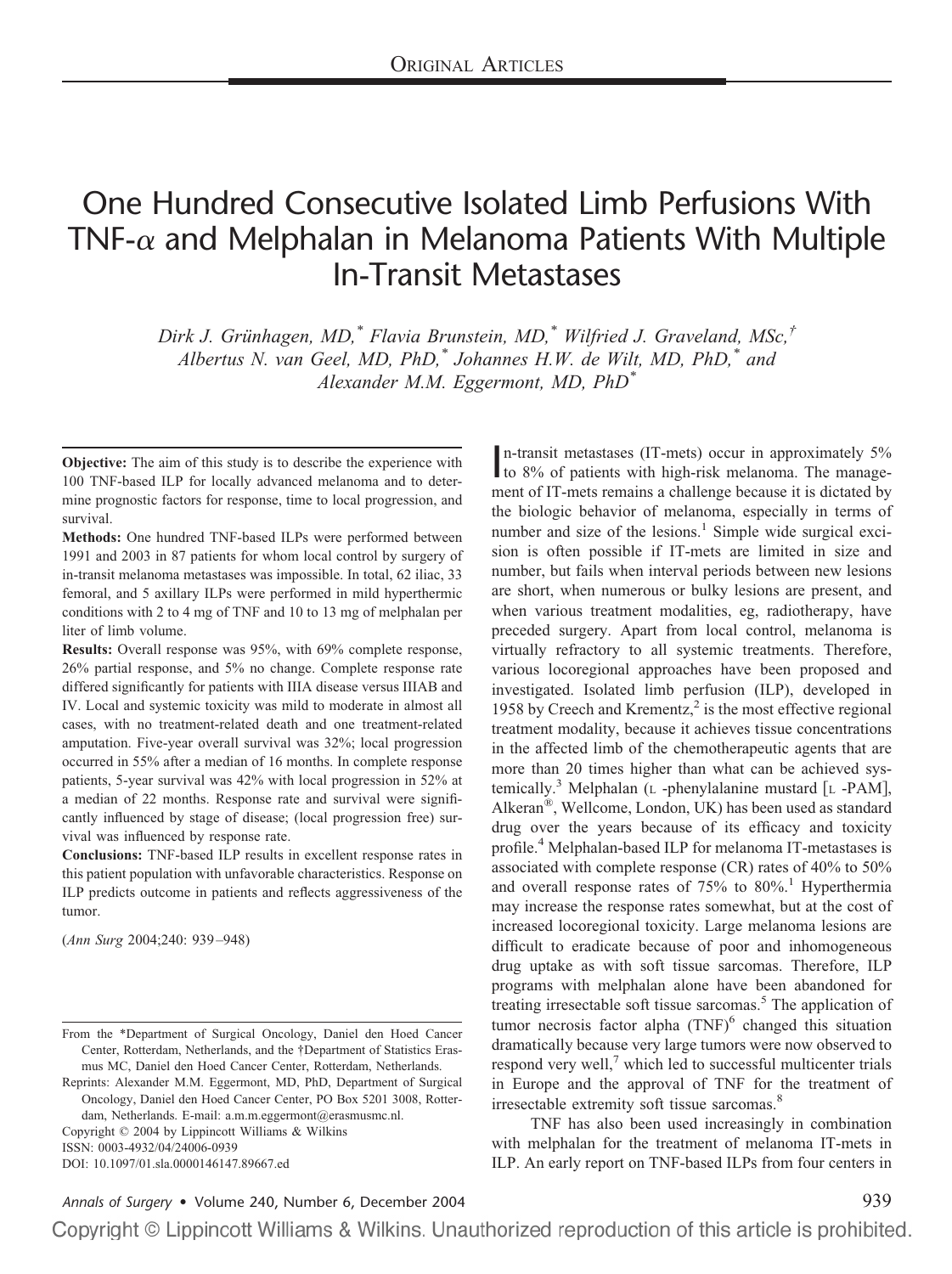# One Hundred Consecutive Isolated Limb Perfusions With TNF-α and Melphalan in Melanoma Patients With Multiple In-Transit Metastases

*Dirk J. Grünhagen, MD,[\*] Flavia Brunstein, MD,[\*] Wilfried J. Graveland, MSc,[†] Albertus N. van Geel, MD, PhD,[\*] Johannes H.W. de Wilt, MD, PhD,[\*] and Alexander M.M. Eggermont, MD, PhD[\*]*

**Objective:** The aim of this study is to describe the experience with 100 TNF-based ILP for locally advanced melanoma and to determine prognostic factors for response, time to local progression, and survival.

**Methods:** One hundred TNF-based ILPs were performed between 1991 and 2003 in 87 patients for whom local control by surgery of in-transit melanoma metastases was impossible. In total, 62 iliac, 33 femoral, and 5 axillary ILPs were performed in mild hyperthermic conditions with 2 to 4 mg of TNF and 10 to 13 mg of melphalan per liter of limb volume.

**Results:** Overall response was 95%, with 69% complete response, 26% partial response, and 5% no change. Complete response rate differed significantly for patients with IIIA disease versus IIIAB and IV. Local and systemic toxicity was mild to moderate in almost all cases, with no treatment-related death and one treatment-related amputation. Five-year overall survival was 32%; local progression occurred in 55% after a median of 16 months. In complete response patients, 5-year survival was 42% with local progression in 52% at a median of 22 months. Response rate and survival were significantly influenced by stage of disease; (local progression free) survival was influenced by response rate.

**Conclusions:** TNF-based ILP results in excellent response rates in this patient population with unfavorable characteristics. Response on ILP predicts outcome in patients and reflects aggressiveness of the tumor.

(*Ann Surg* 2004;240: 939–948)

From the \*Department of Surgical Oncology, Daniel den Hoed Cancer Center, Rotterdam, Netherlands, and the †Department of Statistics Erasmus MC, Daniel den Hoed Cancer Center, Rotterdam, Netherlands.

Reprints: Alexander M.M. Eggermont, MD, PhD, Department of Surgical Oncology, Daniel den Hoed Cancer Center, PO Box 5201 3008, Rotterdam, Netherlands. E-mail: a.m.m.eggermont@erasmusmc.nl.

Copyright © 2004 by Lippincott Williams & Wilkins

ISSN: 0003-4932/04/24006-0939

DOI: 10.1097/01.sla.0000146147.89667.ed

In-transit metastases (IT-mets) occur in approximately 5% to 8% of patients with high-risk melanoma. The management of IT-mets remains a challenge because it is dictated by the biologic behavior of melanoma, especially in terms of number and size of the lesions.[1] Simple wide surgical excision is often possible if IT-mets are limited in size and number, but fails when interval periods between new lesions are short, when numerous or bulky lesions are present, and when various treatment modalities, eg, radiotherapy, have preceded surgery. Apart from local control, melanoma is virtually refractory to all systemic treatments. Therefore, various locoregional approaches have been proposed and investigated. Isolated limb perfusion (ILP), developed in 1958 by Creech and Krementz,[2] is the most effective regional treatment modality, because it achieves tissue concentrations in the affected limb of the chemotherapeutic agents that are more than 20 times higher than what can be achieved systemically.[3] Melphalan (L -phenylalanine mustard [L -PAM], Alkeran®, Wellcome, London, UK) has been used as standard drug over the years because of its efficacy and toxicity profile.[4] Melphalan-based ILP for melanoma IT-metastases is associated with complete response (CR) rates of 40% to 50% and overall response rates of 75% to 80%.[1] Hyperthermia may increase the response rates somewhat, but at the cost of increased locoregional toxicity. Large melanoma lesions are difficult to eradicate because of poor and inhomogeneous drug uptake as with soft tissue sarcomas. Therefore, ILP programs with melphalan alone have been abandoned for treating irresectable soft tissue sarcomas.[5] The application of tumor necrosis factor alpha (TNF)[6] changed this situation dramatically because very large tumors were now observed to respond very well,[7] which led to successful multicenter trials in Europe and the approval of TNF for the treatment of irresectable extremity soft tissue sarcomas.[8]

TNF has also been used increasingly in combination with melphalan for the treatment of melanoma IT-mets in ILP. An early report on TNF-based ILPs from four centers in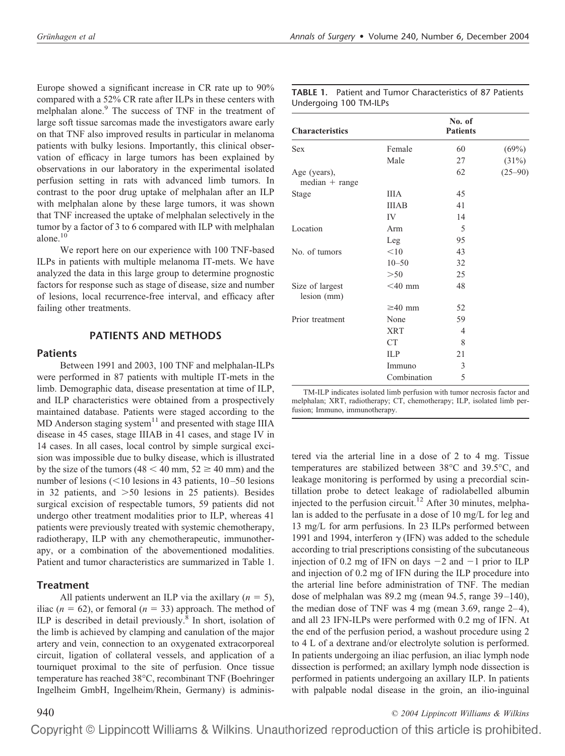Europe showed a significant increase in CR rate up to 90% compared with a 52% CR rate after ILPs in these centers with melphalan alone.[9] The success of TNF in the treatment of large soft tissue sarcomas made the investigators aware early on that TNF also improved results in particular in melanoma patients with bulky lesions. Importantly, this clinical observation of efficacy in large tumors has been explained by observations in our laboratory in the experimental isolated perfusion setting in rats with advanced limb tumors. In contrast to the poor drug uptake of melphalan after an ILP with melphalan alone by these large tumors, it was shown that TNF increased the uptake of melphalan selectively in the tumor by a factor of 3 to 6 compared with ILP with melphalan alone.[10]

We report here on our experience with 100 TNF-based ILPs in patients with multiple melanoma IT-mets. We have analyzed the data in this large group to determine prognostic factors for response such as stage of disease, size and number of lesions, local recurrence-free interval, and efficacy after failing other treatments.

## PATIENTS AND METHODS

### Patients

Between 1991 and 2003, 100 TNF and melphalan-ILPs were performed in 87 patients with multiple IT-mets in the limb. Demographic data, disease presentation at time of ILP, and ILP characteristics were obtained from a prospectively maintained database. Patients were staged according to the MD Anderson staging system[11] and presented with stage IIIA disease in 45 cases, stage IIIAB in 41 cases, and stage IV in 14 cases. In all cases, local control by simple surgical excision was impossible due to bulky disease, which is illustrated by the size of the tumors (48 < 40 mm, 52 ≥ 40 mm) and the number of lesions (<10 lesions in 43 patients, 10–50 lesions in 32 patients, and >50 lesions in 25 patients). Besides surgical excision of respectable tumors, 59 patients did not undergo other treatment modalities prior to ILP, whereas 41 patients were previously treated with systemic chemotherapy, radiotherapy, ILP with any chemotherapeutic, immunotherapy, or a combination of the abovementioned modalities. Patient and tumor characteristics are summarized in Table 1.

**TABLE 1.** Patient and Tumor Characteristics of 87 Patients Undergoing 100 TM-ILPs

| Characteristics | | No. of Patients | |
|---|---|---|---|
| Sex | Female | 60 | (69%) |
| | Male | 27 | (31%) |
| Age (years), median + range | | 62 | (25–90) |
| Stage | IIIA | 45 | |
| | IIIAB | 41 | |
| | IV | 14 | |
| Location | Arm | 5 | |
| | Leg | 95 | |
| No. of tumors | <10 | 43 | |
| | 10–50 | 32 | |
| | >50 | 25 | |
| Size of largest lesion (mm) | <40 mm | 48 | |
| | ≥40 mm | 52 | |
| Prior treatment | None | 59 | |
| | XRT | 4 | |
| | CT | 8 | |
| | ILP | 21 | |
| | Immuno | 3 | |
| | Combination | 5 | |

TM-ILP indicates isolated limb perfusion with tumor necrosis factor and melphalan; XRT, radiotherapy; CT, chemotherapy; ILP, isolated limb perfusion; Immuno, immunotherapy.

### Treatment

All patients underwent an ILP via the axillary ($n = 5$), iliac ($n = 62$), or femoral ($n = 33$) approach. The method of ILP is described in detail previously.[8] In short, isolation of the limb is achieved by clamping and canulation of the major artery and vein, connection to an oxygenated extracorporeal circuit, ligation of collateral vessels, and application of a tourniquet proximal to the site of perfusion. Once tissue temperature has reached 38°C, recombinant TNF (Boehringer Ingelheim GmbH, Ingelheim/Rhein, Germany) is administered via the arterial line in a dose of 2 to 4 mg. Tissue temperatures are stabilized between 38°C and 39.5°C, and leakage monitoring is performed by using a precordial scintillation probe to detect leakage of radiolabelled albumin injected to the perfusion circuit.[12] After 30 minutes, melphalan is added to the perfusate in a dose of 10 mg/L for leg and 13 mg/L for arm perfusions. In 23 ILPs performed between 1991 and 1994, interferon $\gamma$ (IFN) was added to the schedule according to trial prescriptions consisting of the subcutaneous injection of 0.2 mg of IFN on days −2 and −1 prior to ILP and injection of 0.2 mg of IFN during the ILP procedure into the arterial line before administration of TNF. The median dose of melphalan was 89.2 mg (mean 94.5, range 39–140), the median dose of TNF was 4 mg (mean 3.69, range 2–4), and all 23 IFN-ILPs were performed with 0.2 mg of IFN. At the end of the perfusion period, a washout procedure using 2 to 4 L of a dextrane and/or electrolyte solution is performed. In patients undergoing an iliac perfusion, an iliac lymph node dissection is performed; an axillary lymph node dissection is performed in patients undergoing an axillary ILP. In patients with palpable nodal disease in the groin, an ilio-inguinal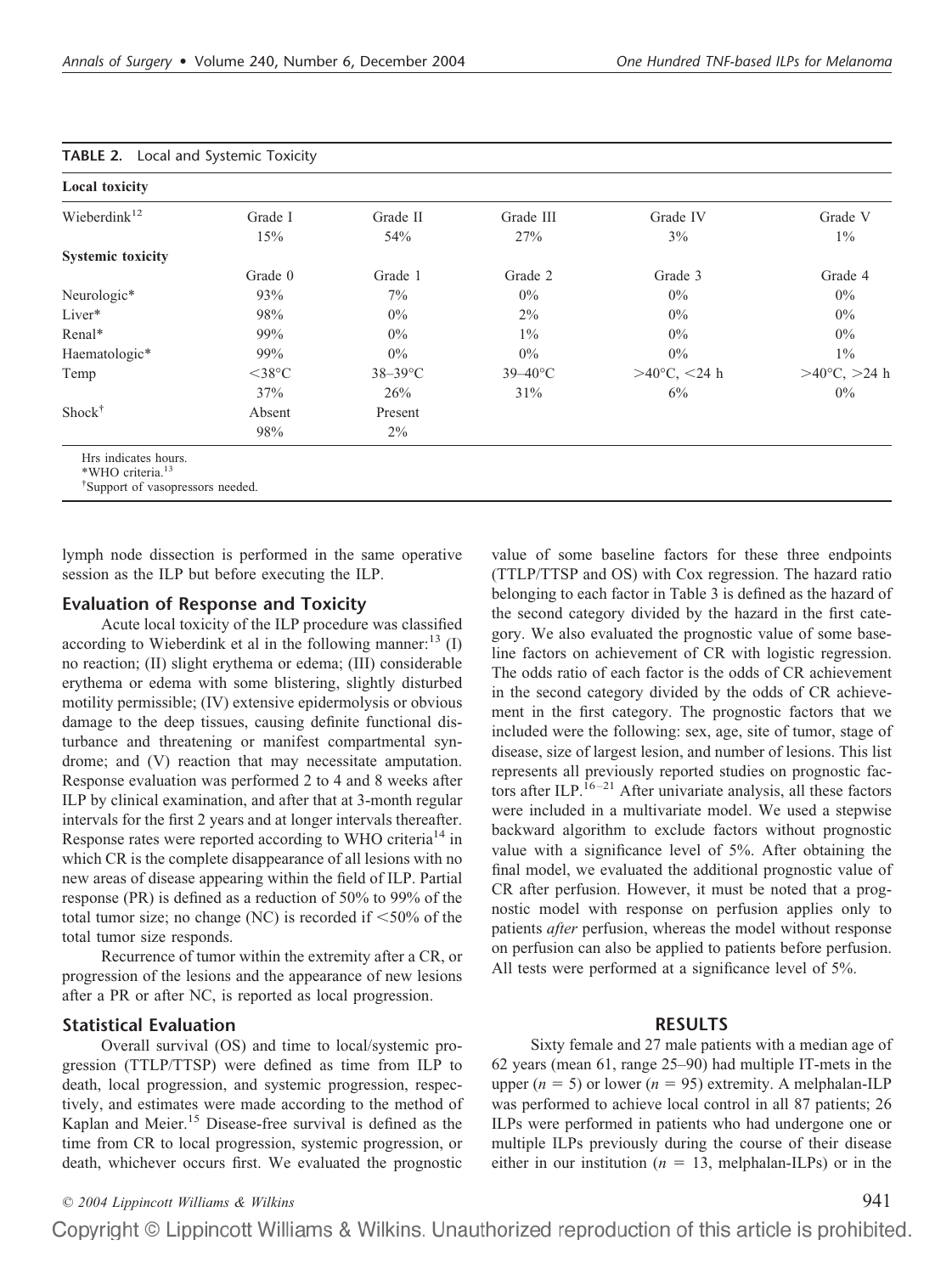**TABLE 2.** Local and Systemic Toxicity

| **Local toxicity** | | | | | |
|---|---|---|---|---|---|
| Wieberdink[12] | Grade I | Grade II | Grade III | Grade IV | Grade V |
| | 15% | 54% | 27% | 3% | 1% |
| **Systemic toxicity** | | | | | |
| | Grade 0 | Grade 1 | Grade 2 | Grade 3 | Grade 4 |
| Neurologic* | 93% | 7% | 0% | 0% | 0% |
| Liver* | 98% | 0% | 2% | 0% | 0% |
| Renal* | 99% | 0% | 1% | 0% | 0% |
| Haematologic* | 99% | 0% | 0% | 0% | 1% |
| Temp | <38°C | 38–39°C | 39–40°C | >40°C, <24 h | >40°C, >24 h |
| | 37% | 26% | 31% | 6% | 0% |
| Shock† | Absent | Present | | | |
| | 98% | 2% | | | |

Hrs indicates hours.
*WHO criteria.[13]
†Support of vasopressors needed.

lymph node dissection is performed in the same operative session as the ILP but before executing the ILP.

## Evaluation of Response and Toxicity

Acute local toxicity of the ILP procedure was classified according to Wieberdink et al in the following manner:[13] (I) no reaction; (II) slight erythema or edema; (III) considerable erythema or edema with some blistering, slightly disturbed motility permissible; (IV) extensive epidermolysis or obvious damage to the deep tissues, causing definite functional disturbance and threatening or manifest compartmental syndrome; and (V) reaction that may necessitate amputation. Response evaluation was performed 2 to 4 and 8 weeks after ILP by clinical examination, and after that at 3-month regular intervals for the first 2 years and at longer intervals thereafter. Response rates were reported according to WHO criteria[14] in which CR is the complete disappearance of all lesions with no new areas of disease appearing within the field of ILP. Partial response (PR) is defined as a reduction of 50% to 99% of the total tumor size; no change (NC) is recorded if <50% of the total tumor size responds.

Recurrence of tumor within the extremity after a CR, or progression of the lesions and the appearance of new lesions after a PR or after NC, is reported as local progression.

## Statistical Evaluation

Overall survival (OS) and time to local/systemic progression (TTLP/TTSP) were defined as time from ILP to death, local progression, and systemic progression, respectively, and estimates were made according to the method of Kaplan and Meier.[15] Disease-free survival is defined as the time from CR to local progression, systemic progression, or death, whichever occurs first. We evaluated the prognostic value of some baseline factors for these three endpoints (TTLP/TTSP and OS) with Cox regression. The hazard ratio belonging to each factor in Table 3 is defined as the hazard of the second category divided by the hazard in the first category. We also evaluated the prognostic value of some baseline factors on achievement of CR with logistic regression. The odds ratio of each factor is the odds of CR achievement in the second category divided by the odds of CR achievement in the first category. The prognostic factors that we included were the following: sex, age, site of tumor, stage of disease, size of largest lesion, and number of lesions. This list represents all previously reported studies on prognostic factors after ILP.[16–21] After univariate analysis, all these factors were included in a multivariate model. We used a stepwise backward algorithm to exclude factors without prognostic value with a significance level of 5%. After obtaining the final model, we evaluated the additional prognostic value of CR after perfusion. However, it must be noted that a prognostic model with response on perfusion applies only to patients *after* perfusion, whereas the model without response on perfusion can also be applied to patients before perfusion. All tests were performed at a significance level of 5%.

## RESULTS

Sixty female and 27 male patients with a median age of 62 years (mean 61, range 25–90) had multiple IT-mets in the upper ($n = 5$) or lower ($n = 95$) extremity. A melphalan-ILP was performed to achieve local control in all 87 patients; 26 ILPs were performed in patients who had undergone one or multiple ILPs previously during the course of their disease either in our institution ($n = 13$, melphalan-ILPs) or in the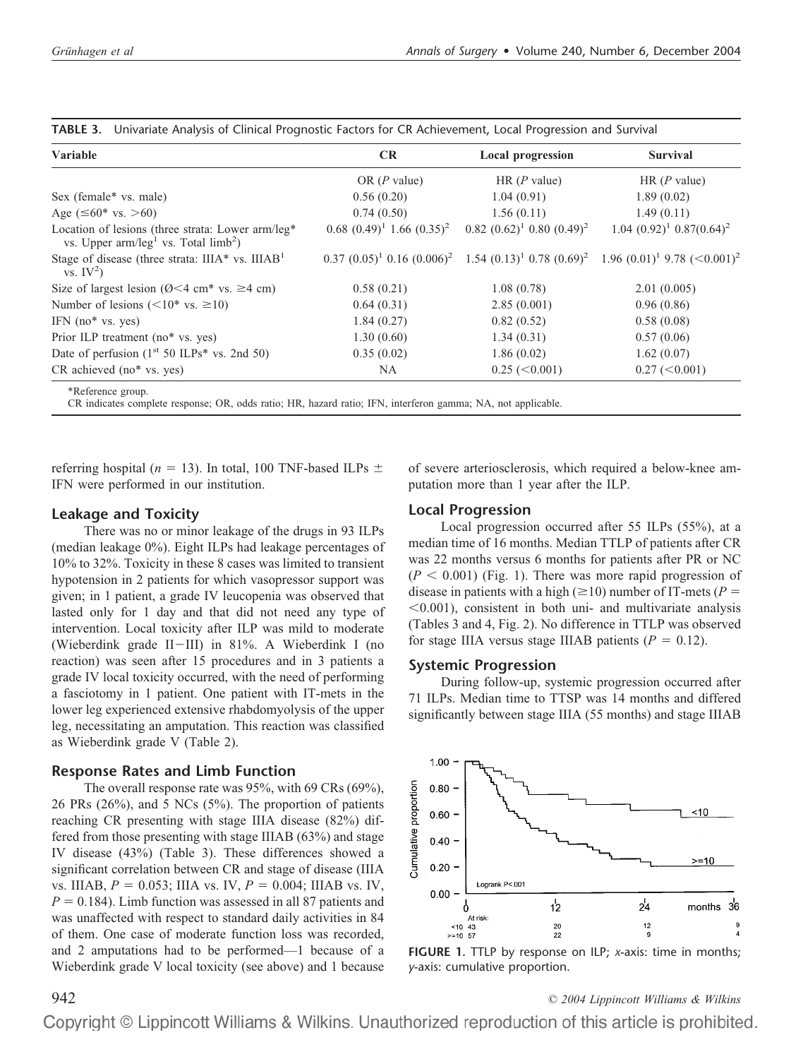**TABLE 3.** Univariate Analysis of Clinical Prognostic Factors for CR Achievement, Local Progression and Survival

| Variable | CR | Local progression | Survival |
|---|---|---|---|
| | OR (*P* value) | HR (*P* value) | HR (*P* value) |
| Sex (female* vs. male) | 0.56 (0.20) | 1.04 (0.91) | 1.89 (0.02) |
| Age (≤60* vs. >60) | 0.74 (0.50) | 1.56 (0.11) | 1.49 (0.11) |
| Location of lesions (three strata: Lower arm/leg* vs. Upper arm/leg[1] vs. Total limb[2]) | 0.68 (0.49)[1] 1.66 (0.35)[2] | 0.82 (0.62)[1] 0.80 (0.49)[2] | 1.04 (0.92)[1] 0.87(0.64)[2] |
| Stage of disease (three strata: IIIA* vs. IIIAB[1] vs. IV[2]) | 0.37 (0.05)[1] 0.16 (0.006)[2] | 1.54 (0.13)[1] 0.78 (0.69)[2] | 1.96 (0.01)[1] 9.78 (<0.001)[2] |
| Size of largest lesion (Ø<4 cm* vs. ≥4 cm) | 0.58 (0.21) | 1.08 (0.78) | 2.01 (0.005) |
| Number of lesions (<10* vs. ≥10) | 0.64 (0.31) | 2.85 (0.001) | 0.96 (0.86) |
| IFN (no* vs. yes) | 1.84 (0.27) | 0.82 (0.52) | 0.58 (0.08) |
| Prior ILP treatment (no* vs. yes) | 1.30 (0.60) | 1.34 (0.31) | 0.57 (0.06) |
| Date of perfusion (1st 50 ILPs* vs. 2nd 50) | 0.35 (0.02) | 1.86 (0.02) | 1.62 (0.07) |
| CR achieved (no* vs. yes) | NA | 0.25 (<0.001) | 0.27 (<0.001) |

*Reference group.
CR indicates complete response; OR, odds ratio; HR, hazard ratio; IFN, interferon gamma; NA, not applicable.

referring hospital (*n* = 13). In total, 100 TNF-based ILPs ± IFN were performed in our institution.

### Leakage and Toxicity

There was no or minor leakage of the drugs in 93 ILPs (median leakage 0%). Eight ILPs had leakage percentages of 10% to 32%. Toxicity in these 8 cases was limited to transient hypotension in 2 patients for which vasopressor support was given; in 1 patient, a grade IV leucopenia was observed that lasted only for 1 day and that did not need any type of intervention. Local toxicity after ILP was mild to moderate (Wieberdink grade II−III) in 81%. A Wieberdink I (no reaction) was seen after 15 procedures and in 3 patients a grade IV local toxicity occurred, with the need of performing a fasciotomy in 1 patient. One patient with IT-mets in the lower leg experienced extensive rhabdomyolysis of the upper leg, necessitating an amputation. This reaction was classified as Wieberdink grade V (Table 2).

### Response Rates and Limb Function

The overall response rate was 95%, with 69 CRs (69%), 26 PRs (26%), and 5 NCs (5%). The proportion of patients reaching CR presenting with stage IIIA disease (82%) differed from those presenting with stage IIIAB (63%) and stage IV disease (43%) (Table 3). These differences showed a significant correlation between CR and stage of disease (IIIA vs. IIIAB, $P = 0.053$; IIIA vs. IV, $P = 0.004$; IIIAB vs. IV, $P = 0.184$). Limb function was assessed in all 87 patients and was unaffected with respect to standard daily activities in 84 of them. One case of moderate function loss was recorded, and 2 amputations had to be performed—1 because of a Wieberdink grade V local toxicity (see above) and 1 because of severe arteriosclerosis, which required a below-knee amputation more than 1 year after the ILP.

### Local Progression

Local progression occurred after 55 ILPs (55%), at a median time of 16 months. Median TTLP of patients after CR was 22 months versus 6 months for patients after PR or NC ($P < 0.001$) (Fig. 1). There was more rapid progression of disease in patients with a high (≥10) number of IT-mets ($P = <0.001$), consistent in both uni- and multivariate analysis (Tables 3 and 4, Fig. 2). No difference in TTLP was observed for stage IIIA versus stage IIIAB patients ($P = 0.12$).

### Systemic Progression

During follow-up, systemic progression occurred after 71 ILPs. Median time to TTSP was 14 months and differed significantly between stage IIIA (55 months) and stage IIIAB

**FIGURE 1.** TTLP by response on ILP; *x*-axis: time in months; *y*-axis: cumulative proportion.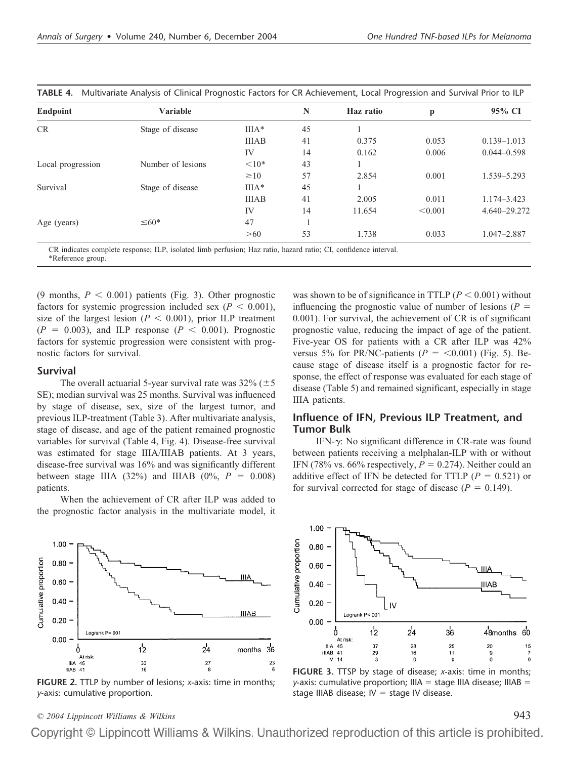**TABLE 4.** Multivariate Analysis of Clinical Prognostic Factors for CR Achievement, Local Progression and Survival Prior to ILP

| Endpoint | Variable | | N | Haz ratio | p | 95% CI |
|---|---|---|---|---|---|---|
| CR | Stage of disease | IIIA* | 45 | 1 | | |
| | | IIIAB | 41 | 0.375 | 0.053 | 0.139–1.013 |
| | | IV | 14 | 0.162 | 0.006 | 0.044–0.598 |
| Local progression | Number of lesions | <10* | 43 | 1 | | |
| | | ≥10 | 57 | 2.854 | 0.001 | 1.539–5.293 |
| Survival | Stage of disease | IIIA* | 45 | 1 | | |
| | | IIIAB | 41 | 2.005 | 0.011 | 1.174–3.423 |
| | | IV | 14 | 11.654 | <0.001 | 4.640–29.272 |
| Age (years) | ≤60* | 47 | 1 | | | |
| | >60 | 53 | 1.738 | 0.033 | 1.047–2.887 | |

CR indicates complete response; ILP, isolated limb perfusion; Haz ratio, hazard ratio; CI, confidence interval.
*Reference group.

(9 months, $P < 0.001$) patients (Fig. 3). Other prognostic factors for systemic progression included sex ($P < 0.001$), size of the largest lesion ($P < 0.001$), prior ILP treatment ($P = 0.003$), and ILP response ($P < 0.001$). Prognostic factors for systemic progression were consistent with prognostic factors for survival.

## Survival

The overall actuarial 5-year survival rate was 32% (±5 SE); median survival was 25 months. Survival was influenced by stage of disease, sex, size of the largest tumor, and previous ILP-treatment (Table 3). After multivariate analysis, stage of disease, and age of the patient remained prognostic variables for survival (Table 4, Fig. 4). Disease-free survival was estimated for stage IIIA/IIIAB patients. At 3 years, disease-free survival was 16% and was significantly different between stage IIIA (32%) and IIIAB (0%, $P = 0.008$) patients.

When the achievement of CR after ILP was added to the prognostic factor analysis in the multivariate model, it was shown to be of significance in TTLP ($P < 0.001$) without influencing the prognostic value of number of lesions ($P = 0.001$). For survival, the achievement of CR is of significant prognostic value, reducing the impact of age of the patient. Five-year OS for patients with a CR after ILP was 42% versus 5% for PR/NC-patients ($P = <0.001$) (Fig. 5). Because stage of disease itself is a prognostic factor for response, the effect of response was evaluated for each stage of disease (Table 5) and remained significant, especially in stage IIIA patients.

## Influence of IFN, Previous ILP Treatment, and Tumor Bulk

IFN-γ: No significant difference in CR-rate was found between patients receiving a melphalan-ILP with or without IFN (78% vs. 66% respectively, $P = 0.274$). Neither could an additive effect of IFN be detected for TTLP ($P = 0.521$) or for survival corrected for stage of disease ($P = 0.149$).

**FIGURE 2.** TTLP by number of lesions; *x*-axis: time in months; *y*-axis: cumulative proportion.

**FIGURE 3.** TTSP by stage of disease; *x*-axis: time in months; *y*-axis: cumulative proportion; IIIA = stage IIIA disease; IIIAB = stage IIIAB disease; IV = stage IV disease.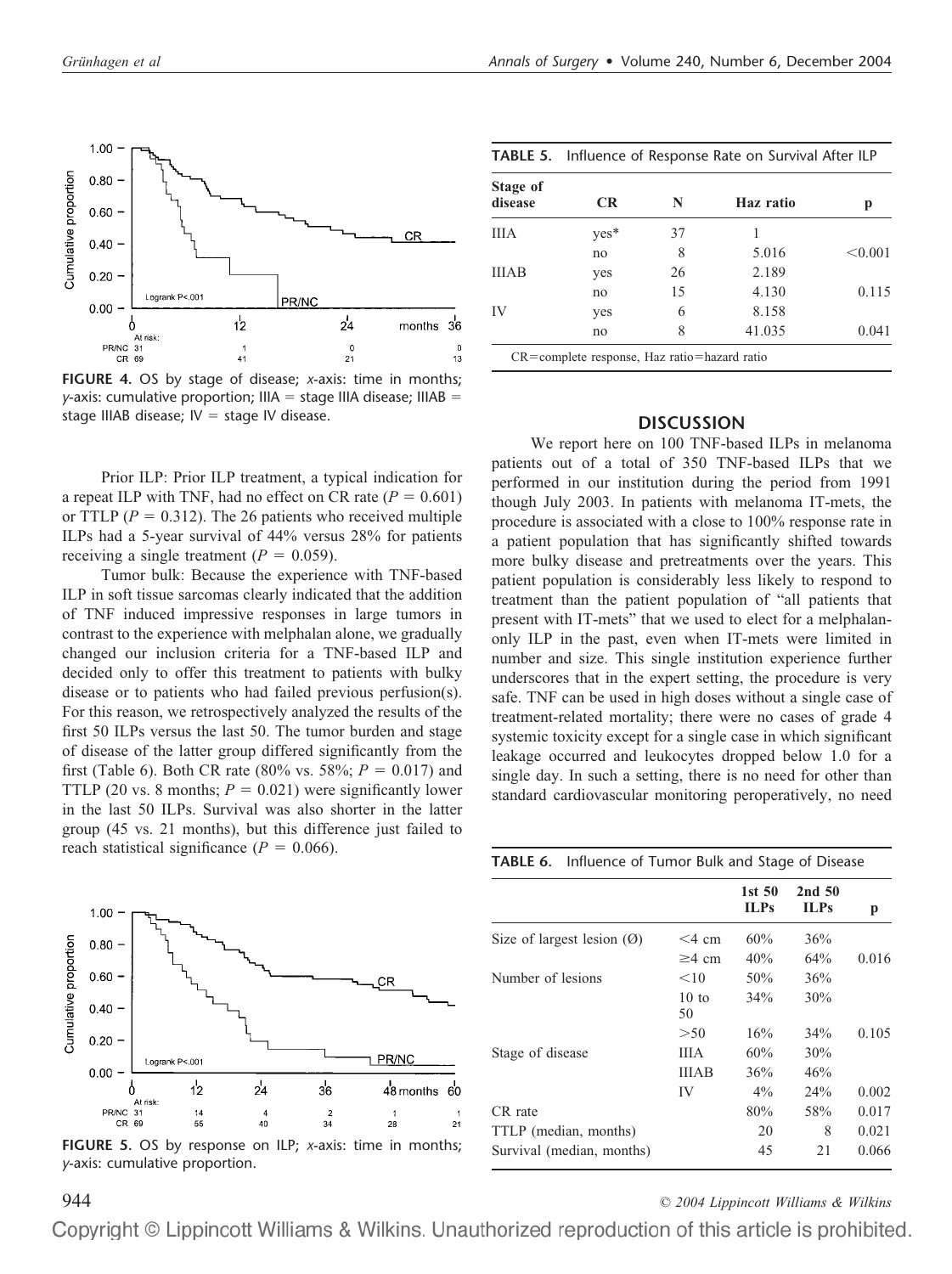FIGURE 4. OS by stage of disease; *x*-axis: time in months; *y*-axis: cumulative proportion; IIIA = stage IIIA disease; IIIAB = stage IIIAB disease; IV = stage IV disease.

Prior ILP: Prior ILP treatment, a typical indication for a repeat ILP with TNF, had no effect on CR rate ($P = 0.601$) or TTLP ($P = 0.312$). The 26 patients who received multiple ILPs had a 5-year survival of 44% versus 28% for patients receiving a single treatment ($P = 0.059$).

Tumor bulk: Because the experience with TNF-based ILP in soft tissue sarcomas clearly indicated that the addition of TNF induced impressive responses in large tumors in contrast to the experience with melphalan alone, we gradually changed our inclusion criteria for a TNF-based ILP and decided only to offer this treatment to patients with bulky disease or to patients who had failed previous perfusion(s). For this reason, we retrospectively analyzed the results of the first 50 ILPs versus the last 50. The tumor burden and stage of disease of the latter group differed significantly from the first (Table 6). Both CR rate (80% vs. 58%; $P = 0.017$) and TTLP (20 vs. 8 months; $P = 0.021$) were significantly lower in the last 50 ILPs. Survival was also shorter in the latter group (45 vs. 21 months), but this difference just failed to reach statistical significance ($P = 0.066$).

FIGURE 5. OS by response on ILP; *x*-axis: time in months; *y*-axis: cumulative proportion.

**TABLE 5.** Influence of Response Rate on Survival After ILP

| Stage of disease | CR | N | Haz ratio | p |
|---|---|---|---|---|
| IIIA | yes* | 37 | 1 | |
| | no | 8 | 5.016 | <0.001 |
| IIIAB | yes | 26 | 2.189 | |
| | no | 15 | 4.130 | 0.115 |
| IV | yes | 6 | 8.158 | |
| | no | 8 | 41.035 | 0.041 |

CR=complete response, Haz ratio=hazard ratio

## DISCUSSION

We report here on 100 TNF-based ILPs in melanoma patients out of a total of 350 TNF-based ILPs that we performed in our institution during the period from 1991 though July 2003. In patients with melanoma IT-mets, the procedure is associated with a close to 100% response rate in a patient population that has significantly shifted towards more bulky disease and pretreatments over the years. This patient population is considerably less likely to respond to treatment than the patient population of "all patients that present with IT-mets" that we used to elect for a melphalan-only ILP in the past, even when IT-mets were limited in number and size. This single institution experience further underscores that in the expert setting, the procedure is very safe. TNF can be used in high doses without a single case of treatment-related mortality; there were no cases of grade 4 systemic toxicity except for a single case in which significant leakage occurred and leukocytes dropped below 1.0 for a single day. In such a setting, there is no need for other than standard cardiovascular monitoring peroperatively, no need

**TABLE 6.** Influence of Tumor Bulk and Stage of Disease

| | | 1st 50 ILPs | 2nd 50 ILPs | p |
|---|---|---|---|---|
| Size of largest lesion (Ø) | <4 cm | 60% | 36% | |
| | ≥4 cm | 40% | 64% | 0.016 |
| Number of lesions | <10 | 50% | 36% | |
| | 10 to 50 | 34% | 30% | |
| | >50 | 16% | 34% | 0.105 |
| Stage of disease | IIIA | 60% | 30% | |
| | IIIAB | 36% | 46% | |
| | IV | 4% | 24% | 0.002 |
| CR rate | | 80% | 58% | 0.017 |
| TTLP (median, months) | | 20 | 8 | 0.021 |
| Survival (median, months) | | 45 | 21 | 0.066 |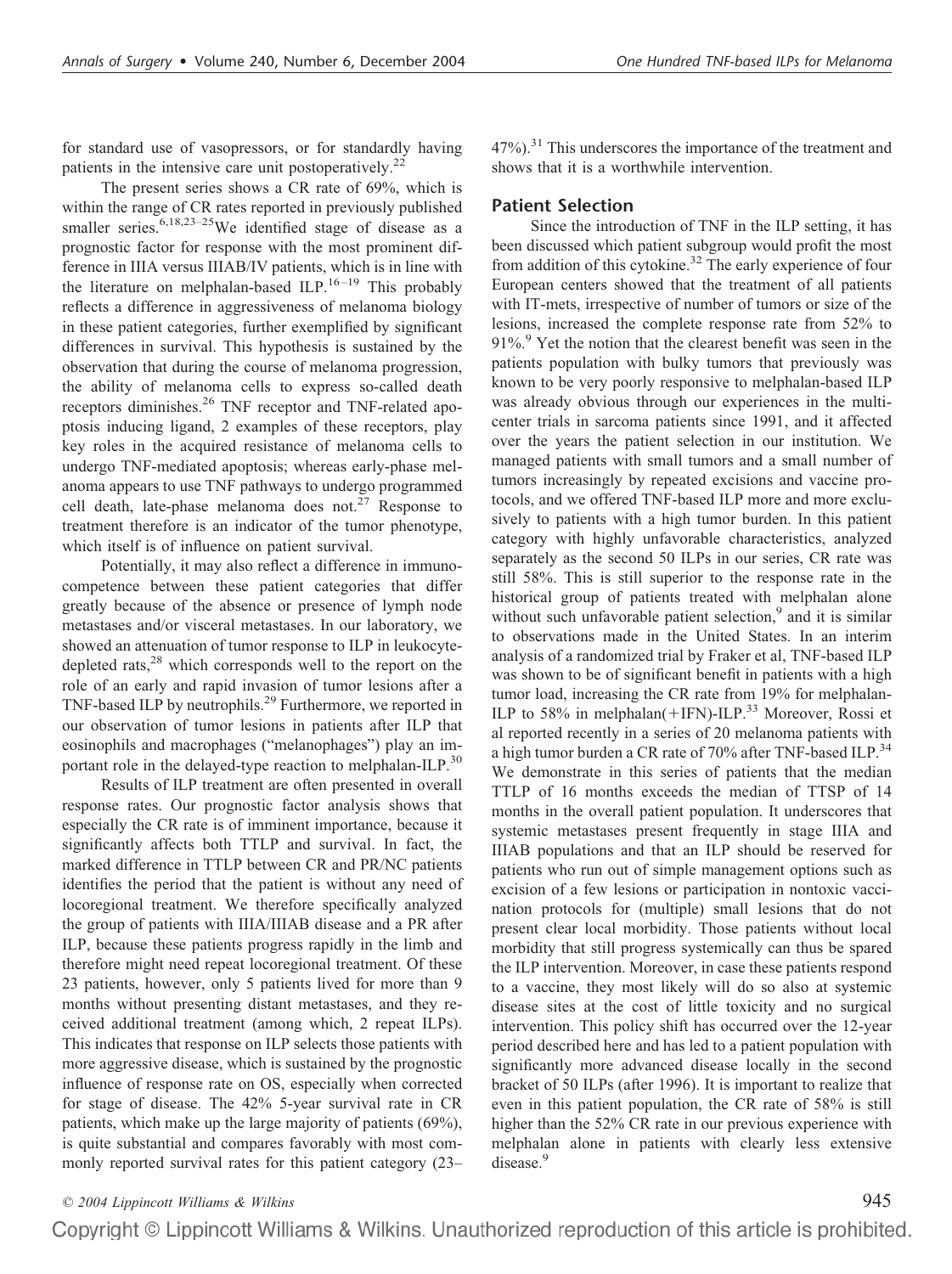for standard use of vasopressors, or for standardly having patients in the intensive care unit postoperatively.[22]

The present series shows a CR rate of 69%, which is within the range of CR rates reported in previously published smaller series.[6,18,23–25] We identified stage of disease as a prognostic factor for response with the most prominent difference in IIIA versus IIIAB/IV patients, which is in line with the literature on melphalan-based ILP.[16–19] This probably reflects a difference in aggressiveness of melanoma biology in these patient categories, further exemplified by significant differences in survival. This hypothesis is sustained by the observation that during the course of melanoma progression, the ability of melanoma cells to express so-called death receptors diminishes.[26] TNF receptor and TNF-related apoptosis inducing ligand, 2 examples of these receptors, play key roles in the acquired resistance of melanoma cells to undergo TNF-mediated apoptosis; whereas early-phase melanoma appears to use TNF pathways to undergo programmed cell death, late-phase melanoma does not.[27] Response to treatment therefore is an indicator of the tumor phenotype, which itself is of influence on patient survival.

Potentially, it may also reflect a difference in immunocompetence between these patient categories that differ greatly because of the absence or presence of lymph node metastases and/or visceral metastases. In our laboratory, we showed an attenuation of tumor response to ILP in leukocyte-depleted rats,[28] which corresponds well to the report on the role of an early and rapid invasion of tumor lesions after a TNF-based ILP by neutrophils.[29] Furthermore, we reported in our observation of tumor lesions in patients after ILP that eosinophils and macrophages ("melanophages") play an important role in the delayed-type reaction to melphalan-ILP.[30]

Results of ILP treatment are often presented in overall response rates. Our prognostic factor analysis shows that especially the CR rate is of imminent importance, because it significantly affects both TTLP and survival. In fact, the marked difference in TTLP between CR and PR/NC patients identifies the period that the patient is without any need of locoregional treatment. We therefore specifically analyzed the group of patients with IIIA/IIIAB disease and a PR after ILP, because these patients progress rapidly in the limb and therefore might need repeat locoregional treatment. Of these 23 patients, however, only 5 patients lived for more than 9 months without presenting distant metastases, and they received additional treatment (among which, 2 repeat ILPs). This indicates that response on ILP selects those patients with more aggressive disease, which is sustained by the prognostic influence of response rate on OS, especially when corrected for stage of disease. The 42% 5-year survival rate in CR patients, which make up the large majority of patients (69%), is quite substantial and compares favorably with most commonly reported survival rates for this patient category (23–47%).[31] This underscores the importance of the treatment and shows that it is a worthwhile intervention.

## Patient Selection

Since the introduction of TNF in the ILP setting, it has been discussed which patient subgroup would profit the most from addition of this cytokine.[32] The early experience of four European centers showed that the treatment of all patients with IT-mets, irrespective of number of tumors or size of the lesions, increased the complete response rate from 52% to 91%.[9] Yet the notion that the clearest benefit was seen in the patients population with bulky tumors that previously was known to be very poorly responsive to melphalan-based ILP was already obvious through our experiences in the multicenter trials in sarcoma patients since 1991, and it affected over the years the patient selection in our institution. We managed patients with small tumors and a small number of tumors increasingly by repeated excisions and vaccine protocols, and we offered TNF-based ILP more and more exclusively to patients with a high tumor burden. In this patient category with highly unfavorable characteristics, analyzed separately as the second 50 ILPs in our series, CR rate was still 58%. This is still superior to the response rate in the historical group of patients treated with melphalan alone without such unfavorable patient selection,[9] and it is similar to observations made in the United States. In an interim analysis of a randomized trial by Fraker et al, TNF-based ILP was shown to be of significant benefit in patients with a high tumor load, increasing the CR rate from 19% for melphalan-ILP to 58% in melphalan(+IFN)-ILP.[33] Moreover, Rossi et al reported recently in a series of 20 melanoma patients with a high tumor burden a CR rate of 70% after TNF-based ILP.[34] We demonstrate in this series of patients that the median TTLP of 16 months exceeds the median of TTSP of 14 months in the overall patient population. It underscores that systemic metastases present frequently in stage IIIA and IIIAB populations and that an ILP should be reserved for patients who run out of simple management options such as excision of a few lesions or participation in nontoxic vaccination protocols for (multiple) small lesions that do not present clear local morbidity. Those patients without local morbidity that still progress systemically can thus be spared the ILP intervention. Moreover, in case these patients respond to a vaccine, they most likely will do so also at systemic disease sites at the cost of little toxicity and no surgical intervention. This policy shift has occurred over the 12-year period described here and has led to a patient population with significantly more advanced disease locally in the second bracket of 50 ILPs (after 1996). It is important to realize that even in this patient population, the CR rate of 58% is still higher than the 52% CR rate in our previous experience with melphalan alone in patients with clearly less extensive disease.[9]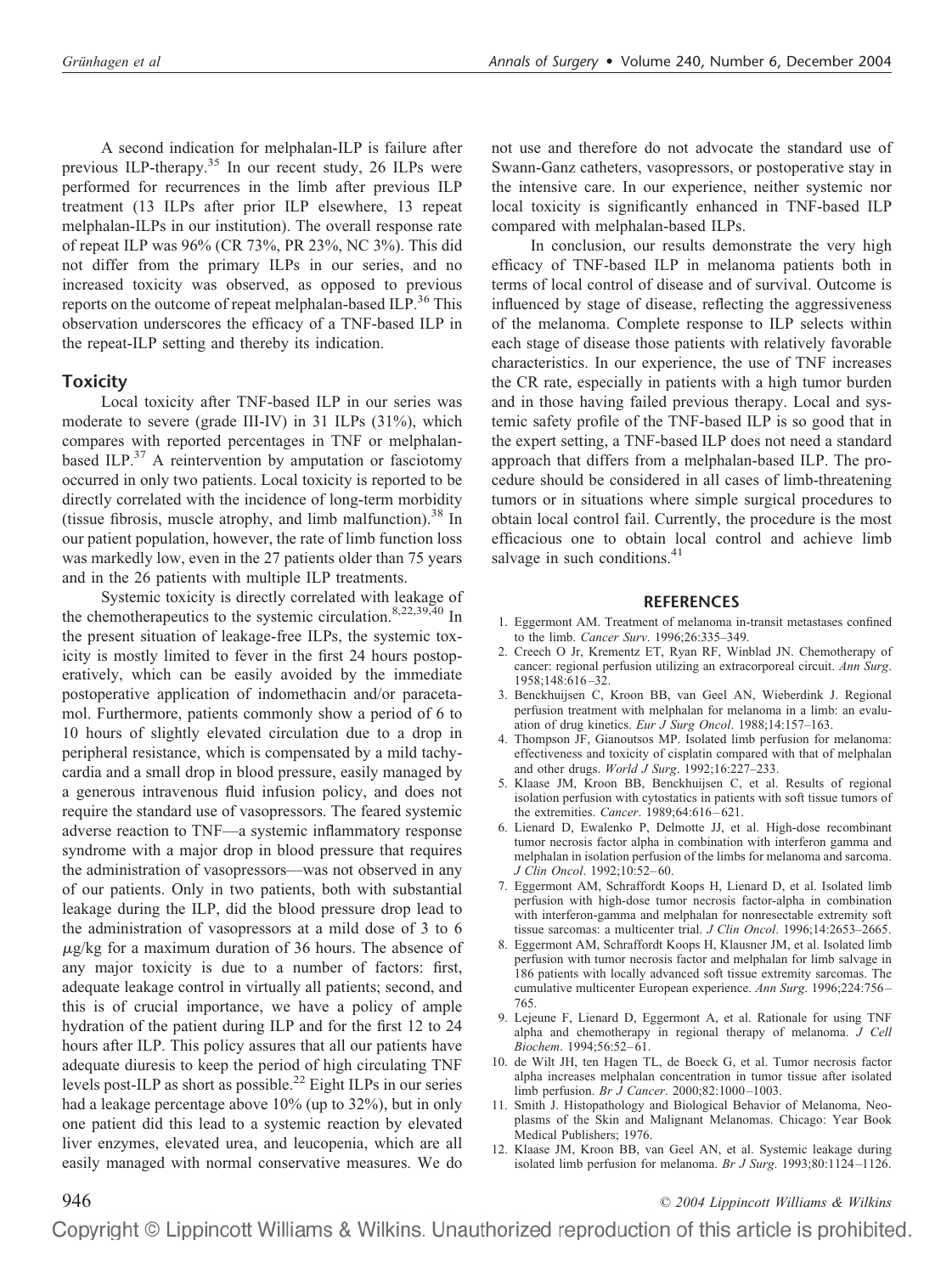A second indication for melphalan-ILP is failure after previous ILP-therapy.[35] In our recent study, 26 ILPs were performed for recurrences in the limb after previous ILP treatment (13 ILPs after prior ILP elsewhere, 13 repeat melphalan-ILPs in our institution). The overall response rate of repeat ILP was 96% (CR 73%, PR 23%, NC 3%). This did not differ from the primary ILPs in our series, and no increased toxicity was observed, as opposed to previous reports on the outcome of repeat melphalan-based ILP.[36] This observation underscores the efficacy of a TNF-based ILP in the repeat-ILP setting and thereby its indication.

## Toxicity

Local toxicity after TNF-based ILP in our series was moderate to severe (grade III-IV) in 31 ILPs (31%), which compares with reported percentages in TNF or melphalan-based ILP.[37] A reintervention by amputation or fasciotomy occurred in only two patients. Local toxicity is reported to be directly correlated with the incidence of long-term morbidity (tissue fibrosis, muscle atrophy, and limb malfunction).[38] In our patient population, however, the rate of limb function loss was markedly low, even in the 27 patients older than 75 years and in the 26 patients with multiple ILP treatments.

Systemic toxicity is directly correlated with leakage of the chemotherapeutics to the systemic circulation.[8,22,39,40] In the present situation of leakage-free ILPs, the systemic toxicity is mostly limited to fever in the first 24 hours postoperatively, which can be easily avoided by the immediate postoperative application of indomethacin and/or paracetamol. Furthermore, patients commonly show a period of 6 to 10 hours of slightly elevated circulation due to a drop in peripheral resistance, which is compensated by a mild tachycardia and a small drop in blood pressure, easily managed by a generous intravenous fluid infusion policy, and does not require the standard use of vasopressors. The feared systemic adverse reaction to TNF—a systemic inflammatory response syndrome with a major drop in blood pressure that requires the administration of vasopressors—was not observed in any of our patients. Only in two patients, both with substantial leakage during the ILP, did the blood pressure drop lead to the administration of vasopressors at a mild dose of 3 to 6 $\mu$g/kg for a maximum duration of 36 hours. The absence of any major toxicity is due to a number of factors: first, adequate leakage control in virtually all patients; second, and this is of crucial importance, we have a policy of ample hydration of the patient during ILP and for the first 12 to 24 hours after ILP. This policy assures that all our patients have adequate diuresis to keep the period of high circulating TNF levels post-ILP as short as possible.[22] Eight ILPs in our series had a leakage percentage above 10% (up to 32%), but in only one patient did this lead to a systemic reaction by elevated liver enzymes, elevated urea, and leucopenia, which are all easily managed with normal conservative measures. We do not use and therefore do not advocate the standard use of Swann-Ganz catheters, vasopressors, or postoperative stay in the intensive care. In our experience, neither systemic nor local toxicity is significantly enhanced in TNF-based ILP compared with melphalan-based ILPs.

In conclusion, our results demonstrate the very high efficacy of TNF-based ILP in melanoma patients both in terms of local control of disease and of survival. Outcome is influenced by stage of disease, reflecting the aggressiveness of the melanoma. Complete response to ILP selects within each stage of disease those patients with relatively favorable characteristics. In our experience, the use of TNF increases the CR rate, especially in patients with a high tumor burden and in those having failed previous therapy. Local and systemic safety profile of the TNF-based ILP is so good that in the expert setting, a TNF-based ILP does not need a standard approach that differs from a melphalan-based ILP. The procedure should be considered in all cases of limb-threatening tumors or in situations where simple surgical procedures to obtain local control fail. Currently, the procedure is the most efficacious one to obtain local control and achieve limb salvage in such conditions.[41]

## REFERENCES

1. Eggermont AM. Treatment of melanoma in-transit metastases confined to the limb. *Cancer Surv*. 1996;26:335–349.
2. Creech O Jr, Krementz ET, Ryan RF, Winblad JN. Chemotherapy of cancer: regional perfusion utilizing an extracorporeal circuit. *Ann Surg*. 1958;148:616–32.
3. Benckhuijsen C, Kroon BB, van Geel AN, Wieberdink J. Regional perfusion treatment with melphalan for melanoma in a limb: an evaluation of drug kinetics. *Eur J Surg Oncol*. 1988;14:157–163.
4. Thompson JF, Gianoutsos MP. Isolated limb perfusion for melanoma: effectiveness and toxicity of cisplatin compared with that of melphalan and other drugs. *World J Surg*. 1992;16:227–233.
5. Klaase JM, Kroon BB, Benckhuijsen C, et al. Results of regional isolation perfusion with cytostatics in patients with soft tissue tumors of the extremities. *Cancer*. 1989;64:616–621.
6. Lienard D, Ewalenko P, Delmotte JJ, et al. High-dose recombinant tumor necrosis factor alpha in combination with interferon gamma and melphalan in isolation perfusion of the limbs for melanoma and sarcoma. *J Clin Oncol*. 1992;10:52–60.
7. Eggermont AM, Schraffordt Koops H, Lienard D, et al. Isolated limb perfusion with high-dose tumor necrosis factor-alpha in combination with interferon-gamma and melphalan for nonresectable extremity soft tissue sarcomas: a multicenter trial. *J Clin Oncol*. 1996;14:2653–2665.
8. Eggermont AM, Schraffordt Koops H, Klausner JM, et al. Isolated limb perfusion with tumor necrosis factor and melphalan for limb salvage in 186 patients with locally advanced soft tissue extremity sarcomas. The cumulative multicenter European experience. *Ann Surg*. 1996;224:756–765.
9. Lejeune F, Lienard D, Eggermont A, et al. Rationale for using TNF alpha and chemotherapy in regional therapy of melanoma. *J Cell Biochem*. 1994;56:52–61.
10. de Wilt JH, ten Hagen TL, de Boeck G, et al. Tumor necrosis factor alpha increases melphalan concentration in tumor tissue after isolated limb perfusion. *Br J Cancer*. 2000;82:1000–1003.
11. Smith J. Histopathology and Biological Behavior of Melanoma, Neoplasms of the Skin and Malignant Melanomas. Chicago: Year Book Medical Publishers; 1976.
12. Klaase JM, Kroon BB, van Geel AN, et al. Systemic leakage during isolated limb perfusion for melanoma. *Br J Surg*. 1993;80:1124–1126.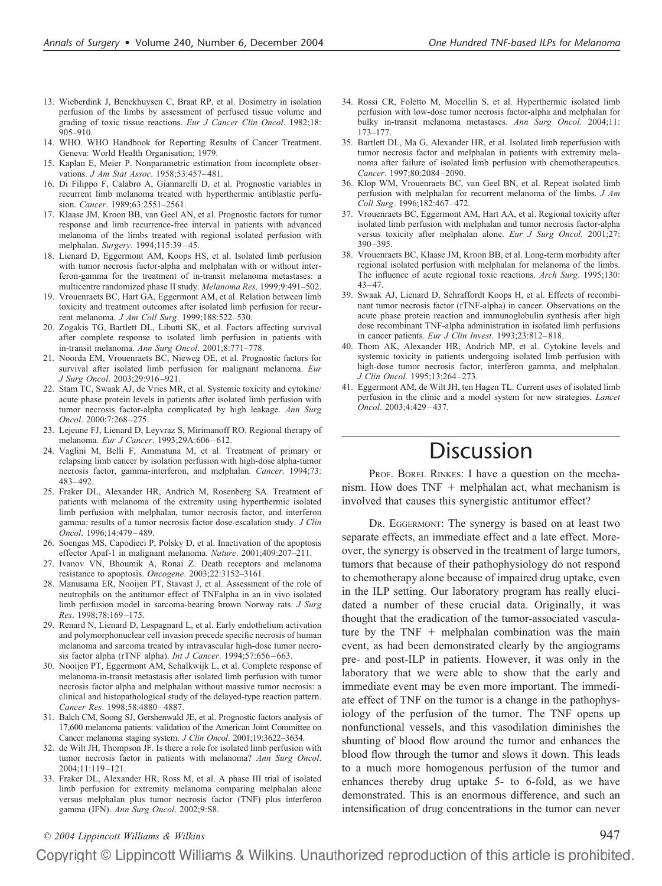13. Wieberdink J, Benckhuysen C, Braat RP, et al. Dosimetry in isolation perfusion of the limbs by assessment of perfused tissue volume and grading of toxic tissue reactions. *Eur J Cancer Clin Oncol*. 1982;18: 905–910.
14. WHO. WHO Handbook for Reporting Results of Cancer Treatment. Geneva: World Health Organisation; 1979.
15. Kaplan E, Meier P. Nonparametric estimation from incomplete observations. *J Am Stat Assoc*. 1958;53:457–481.
16. Di Filippo F, Calabro A, Giannarelli D, et al. Prognostic variables in recurrent limb melanoma treated with hyperthermic antiblastic perfusion. *Cancer*. 1989;63:2551–2561.
17. Klaase JM, Kroon BB, van Geel AN, et al. Prognostic factors for tumor response and limb recurrence-free interval in patients with advanced melanoma of the limbs treated with regional isolated perfusion with melphalan. *Surgery*. 1994;115:39–45.
18. Lienard D, Eggermont AM, Koops HS, et al. Isolated limb perfusion with tumor necrosis factor-alpha and melphalan with or without interferon-gamma for the treatment of in-transit melanoma metastases: a multicentre randomized phase II study. *Melanoma Res*. 1999;9:491–502.
19. Vrouenraets BC, Hart GA, Eggermont AM, et al. Relation between limb toxicity and treatment outcomes after isolated limb perfusion for recurrent melanoma. *J Am Coll Surg*. 1999;188:522–530.
20. Zogakis TG, Bartlett DL, Libutti SK, et al. Factors affecting survival after complete response to isolated limb perfusion in patients with in-transit melanoma. *Ann Surg Oncol*. 2001;8:771–778.
21. Noorda EM, Vrouenraets BC, Nieweg OE, et al. Prognostic factors for survival after isolated limb perfusion for malignant melanoma. *Eur J Surg Oncol*. 2003;29:916–921.
22. Stam TC, Swaak AJ, de Vries MR, et al. Systemic toxicity and cytokine/acute phase protein levels in patients after isolated limb perfusion with tumor necrosis factor-alpha complicated by high leakage. *Ann Surg Oncol*. 2000;7:268–275.
23. Lejeune FJ, Lienard D, Leyvraz S, Mirimanoff RO. Regional therapy of melanoma. *Eur J Cancer*. 1993;29A:606–612.
24. Vaglini M, Belli F, Ammatuna M, et al. Treatment of primary or relapsing limb cancer by isolation perfusion with high-dose alpha-tumor necrosis factor, gamma-interferon, and melphalan. *Cancer*. 1994;73: 483–492.
25. Fraker DL, Alexander HR, Andrich M, Rosenberg SA. Treatment of patients with melanoma of the extremity using hyperthermic isolated limb perfusion with melphalan, tumor necrosis factor, and interferon gamma: results of a tumor necrosis factor dose-escalation study. *J Clin Oncol*. 1996;14:479–489.
26. Soengas MS, Capodieci P, Polsky D, et al. Inactivation of the apoptosis effector Apaf-1 in malignant melanoma. *Nature*. 2001;409:207–211.
27. Ivanov VN, Bhoumik A, Ronai Z. Death receptors and melanoma resistance to apoptosis. *Oncogene*. 2003;22:3152–3161.
28. Manusama ER, Nooijen PT, Stavast J, et al. Assessment of the role of neutrophils on the antitumor effect of TNFalpha in an in vivo isolated limb perfusion model in sarcoma-bearing brown Norway rats. *J Surg Res*. 1998;78:169–175.
29. Renard N, Lienard D, Lespagnard L, et al. Early endothelium activation and polymorphonuclear cell invasion precede specific necrosis of human melanoma and sarcoma treated by intravascular high-dose tumor necrosis factor alpha (rTNF alpha). *Int J Cancer*. 1994;57:656–663.
30. Nooijen PT, Eggermont AM, Schalkwijk L, et al. Complete response of melanoma-in-transit metastasis after isolated limb perfusion with tumor necrosis factor alpha and melphalan without massive tumor necrosis: a clinical and histopathological study of the delayed-type reaction pattern. *Cancer Res*. 1998;58:4880–4887.
31. Balch CM, Soong SJ, Gershenwald JE, et al. Prognostic factors analysis of 17,600 melanoma patients: validation of the American Joint Committee on Cancer melanoma staging system. *J Clin Oncol*. 2001;19:3622–3634.
32. de Wilt JH, Thompson JF. Is there a role for isolated limb perfusion with tumor necrosis factor in patients with melanoma? *Ann Surg Oncol*. 2004;11:119–121.
33. Fraker DL, Alexander HR, Ross M, et al. A phase III trial of isolated limb perfusion for extremity melanoma comparing melphalan alone versus melphalan plus tumor necrosis factor (TNF) plus interferon gamma (IFN). *Ann Surg Oncol*. 2002;9:S8.
34. Rossi CR, Foletto M, Mocellin S, et al. Hyperthermic isolated limb perfusion with low-dose tumor necrosis factor-alpha and melphalan for bulky in-transit melanoma metastases. *Ann Surg Oncol*. 2004;11: 173–177.
35. Bartlett DL, Ma G, Alexander HR, et al. Isolated limb reperfusion with tumor necrosis factor and melphalan in patients with extremity melanoma after failure of isolated limb perfusion with chemotherapeutics. *Cancer*. 1997;80:2084–2090.
36. Klop WM, Vrouenraets BC, van Geel BN, et al. Repeat isolated limb perfusion with melphalan for recurrent melanoma of the limbs. *J Am Coll Surg*. 1996;182:467–472.
37. Vrouenraets BC, Eggermont AM, Hart AA, et al. Regional toxicity after isolated limb perfusion with melphalan and tumour necrosis factor-alpha versus toxicity after melphalan alone. *Eur J Surg Oncol*. 2001;27: 390–395.
38. Vrouenraets BC, Klaase JM, Kroon BB, et al. Long-term morbidity after regional isolated perfusion with melphalan for melanoma of the limbs. The influence of acute regional toxic reactions. *Arch Surg*. 1995;130: 43–47.
39. Swaak AJ, Lienard D, Schraffordt Koops H, et al. Effects of recombinant tumor necrosis factor (rTNF-alpha) in cancer. Observations on the acute phase protein reaction and immunoglobulin synthesis after high dose recombinant TNF-alpha administration in isolated limb perfusions in cancer patients. *Eur J Clin Invest*. 1993;23:812–818.
40. Thom AK, Alexander HR, Andrich MP, et al. Cytokine levels and systemic toxicity in patients undergoing isolated limb perfusion with high-dose tumor necrosis factor, interferon gamma, and melphalan. *J Clin Oncol*. 1995;13:264–273.
41. Eggermont AM, de Wilt JH, ten Hagen TL. Current uses of isolated limb perfusion in the clinic and a model system for new strategies. *Lancet Oncol*. 2003;4:429–437.

# Discussion

PROF. BOREL RINKES: I have a question on the mechanism. How does TNF + melphalan act, what mechanism is involved that causes this synergistic antitumor effect?

DR. EGGERMONT: The synergy is based on at least two separate effects, an immediate effect and a late effect. Moreover, the synergy is observed in the treatment of large tumors, tumors that because of their pathophysiology do not respond to chemotherapy alone because of impaired drug uptake, even in the ILP setting. Our laboratory program has really elucidated a number of these crucial data. Originally, it was thought that the eradication of the tumor-associated vasculature by the TNF + melphalan combination was the main event, as had been demonstrated clearly by the angiograms pre- and post-ILP in patients. However, it was only in the laboratory that we were able to show that the early and immediate event may be even more important. The immediate effect of TNF on the tumor is a change in the pathophysiology of the perfusion of the tumor. The TNF opens up nonfunctional vessels, and this vasodilation diminishes the shunting of blood flow around the tumor and enhances the blood flow through the tumor and slows it down. This leads to a much more homogenous perfusion of the tumor and enhances thereby drug uptake 5- to 6-fold, as we have demonstrated. This is an enormous difference, and such an intensification of drug concentrations in the tumor can never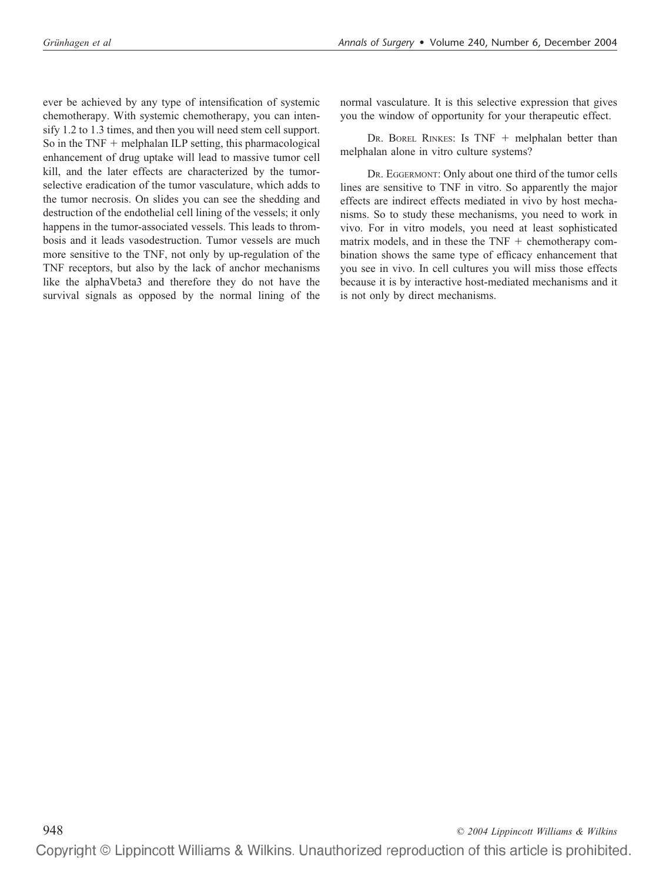ever be achieved by any type of intensification of systemic chemotherapy. With systemic chemotherapy, you can intensify 1.2 to 1.3 times, and then you will need stem cell support. So in the TNF + melphalan ILP setting, this pharmacological enhancement of drug uptake will lead to massive tumor cell kill, and the later effects are characterized by the tumor-selective eradication of the tumor vasculature, which adds to the tumor necrosis. On slides you can see the shedding and destruction of the endothelial cell lining of the vessels; it only happens in the tumor-associated vessels. This leads to thrombosis and it leads vasodestruction. Tumor vessels are much more sensitive to the TNF, not only by up-regulation of the TNF receptors, but also by the lack of anchor mechanisms like the alphaVbeta3 and therefore they do not have the survival signals as opposed by the normal lining of the normal vasculature. It is this selective expression that gives you the window of opportunity for your therapeutic effect.

Dr. Borel Rinkes: Is TNF + melphalan better than melphalan alone in vitro culture systems?

Dr. Eggermont: Only about one third of the tumor cells lines are sensitive to TNF in vitro. So apparently the major effects are indirect effects mediated in vivo by host mechanisms. So to study these mechanisms, you need to work in vivo. For in vitro models, you need at least sophisticated matrix models, and in these the TNF + chemotherapy combination shows the same type of efficacy enhancement that you see in vivo. In cell cultures you will miss those effects because it is by interactive host-mediated mechanisms and it is not only by direct mechanisms.